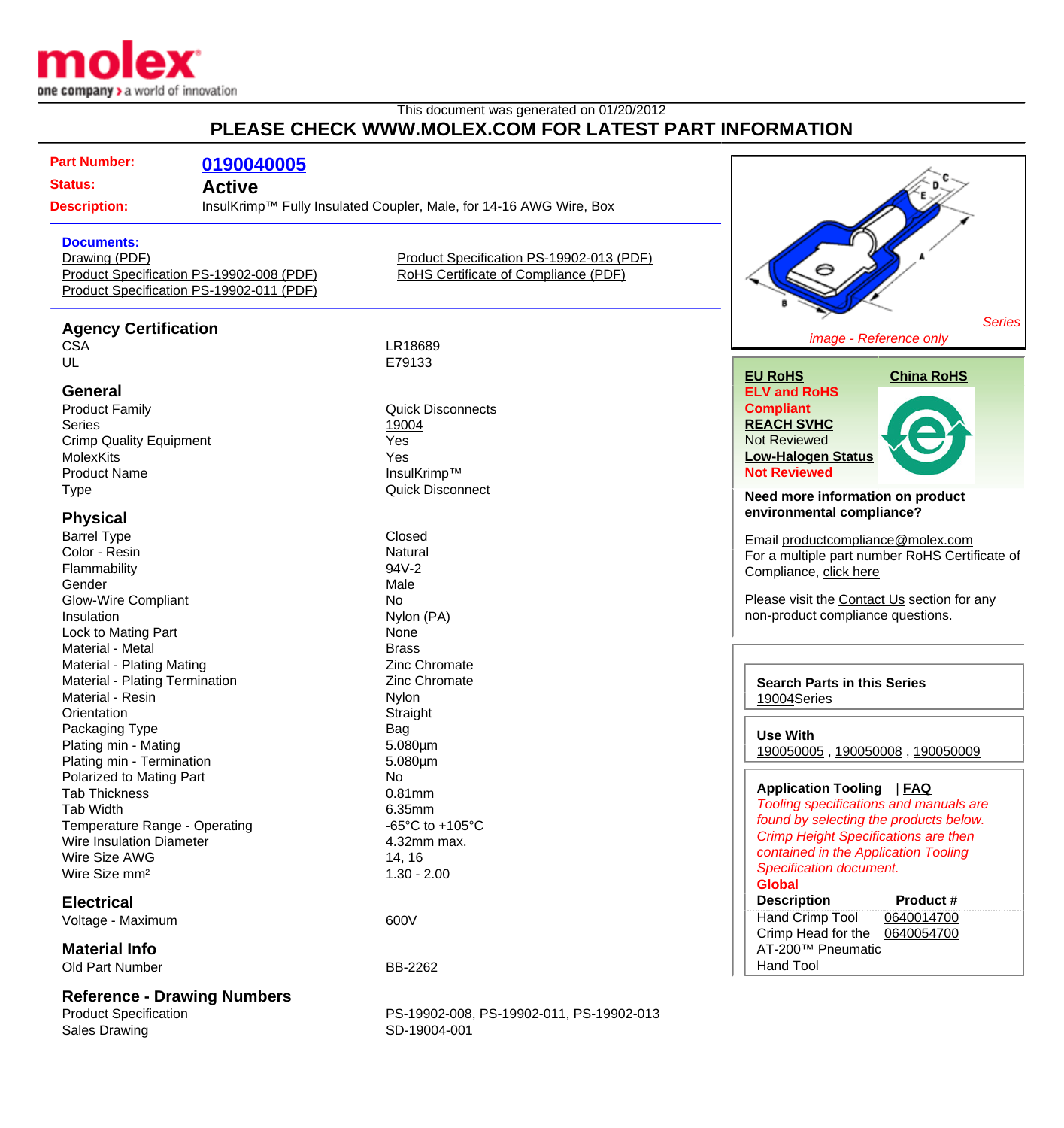This document was generated on 01/20/2012

# PLEASE CHECK WWW.MOLEX.COM FOR LATEST PART INFORMATION

**Part Number:** 0190040005

**Status:** Active

**Description:** InsulKrimp™ Fully Insulated Coupler, Male, for 14-16 AWG Wire, Box

**Documents:**

- Drawing (PDF)
- Product Specification PS-19902-008 (PDF)
- Product Specification PS-19902-011 (PDF)
- Product Specification PS-19902-013 (PDF)
- RoHS Certificate of Compliance (PDF)

## Agency Certification

| | |
|---|---|
| CSA | LR18689 |
| UL | E79133 |

## General

| | |
|---|---|
| Product Family | Quick Disconnects |
| Series | 19004 |
| Crimp Quality Equipment | Yes |
| MolexKits | Yes |
| Product Name | InsulKrimp™ |
| Type | Quick Disconnect |

## Physical

| | |
|---|---|
| Barrel Type | Closed |
| Color - Resin | Natural |
| Flammability | 94V-2 |
| Gender | Male |
| Glow-Wire Compliant | No |
| Insulation | Nylon (PA) |
| Lock to Mating Part | None |
| Material - Metal | Brass |
| Material - Plating Mating | Zinc Chromate |
| Material - Plating Termination | Zinc Chromate |
| Material - Resin | Nylon |
| Orientation | Straight |
| Packaging Type | Bag |
| Plating min - Mating | 5.080µm |
| Plating min - Termination | 5.080µm |
| Polarized to Mating Part | No |
| Tab Thickness | 0.81mm |
| Tab Width | 6.35mm |
| Temperature Range - Operating | -65°C to +105°C |
| Wire Insulation Diameter | 4.32mm max. |
| Wire Size AWG | 14, 16 |
| Wire Size mm² | 1.30 - 2.00 |

## Electrical

| | |
|---|---|
| Voltage - Maximum | 600V |

## Material Info

| | |
|---|---|
| Old Part Number | BB-2262 |

## Reference - Drawing Numbers

| | |
|---|---|
| Product Specification | PS-19902-008, PS-19902-011, PS-19902-013 |
| Sales Drawing | SD-19004-001 |

*Series*

*image - Reference only*

**EU RoHS**

**ELV and RoHS**

**Compliant**

**REACH SVHC**

Not Reviewed

**Low-Halogen Status**

**Not Reviewed**

**China RoHS**

**Need more information on product environmental compliance?**

Email productcompliance@molex.com

For a multiple part number RoHS Certificate of Compliance, click here

Please visit the Contact Us section for any non-product compliance questions.

**Search Parts in this Series**

19004Series

**Use With**

190050005 , 190050008 , 190050009

**Application Tooling** | **FAQ**

*Tooling specifications and manuals are found by selecting the products below. Crimp Height Specifications are then contained in the Application Tooling Specification document.*

**Global**

| Description | Product # |
|---|---|
| Hand Crimp Tool | 0640014700 |
| Crimp Head for the AT-200™ Pneumatic Hand Tool | 0640054700 |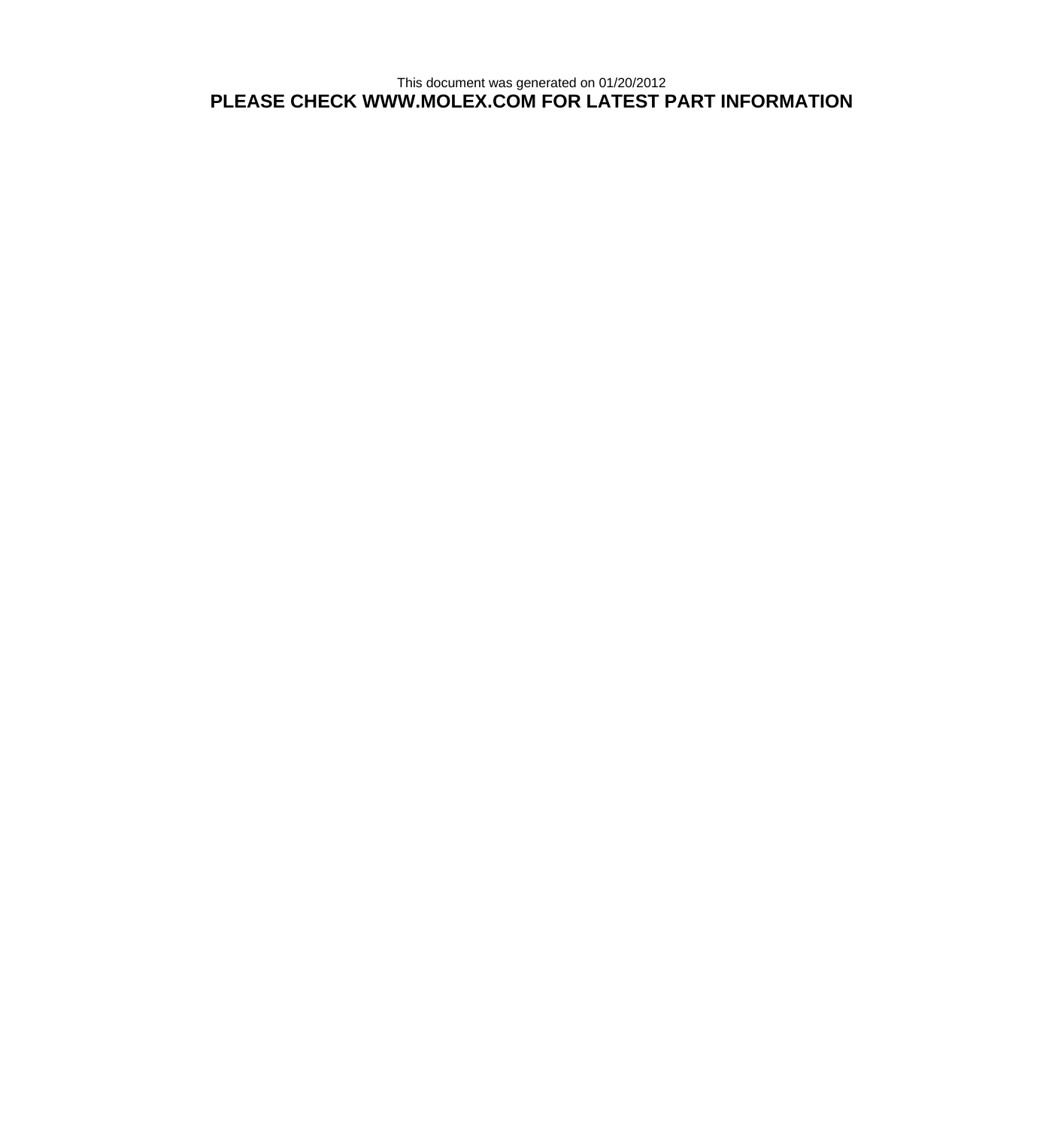This document was generated on 01/20/2012

**PLEASE CHECK WWW.MOLEX.COM FOR LATEST PART INFORMATION**